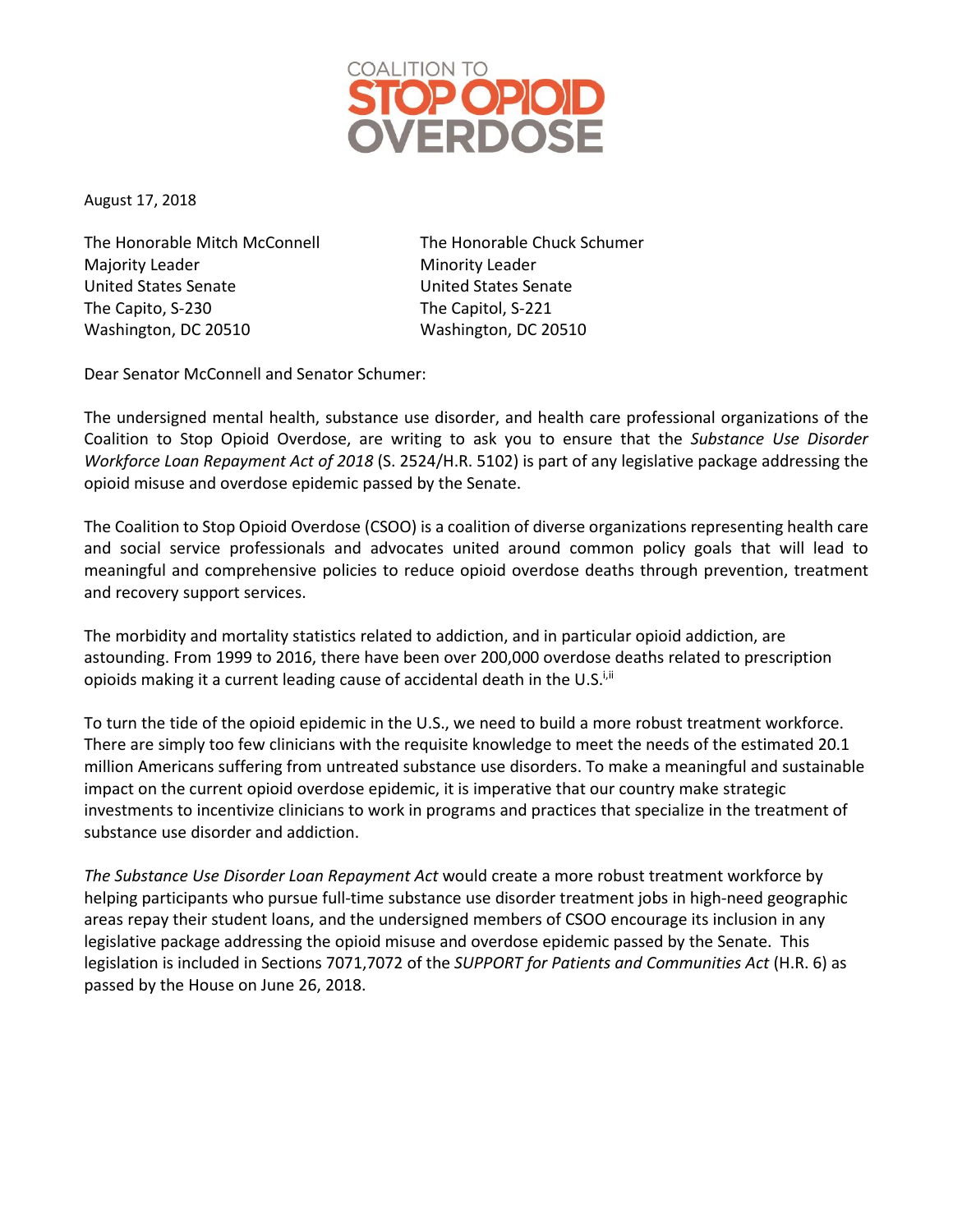COALITION TO **STOP OPIOID OVERDOSE**

August 17, 2018

The Honorable Mitch McConnell
Majority Leader
United States Senate
The Capito, S-230
Washington, DC 20510

The Honorable Chuck Schumer
Minority Leader
United States Senate
The Capitol, S-221
Washington, DC 20510

Dear Senator McConnell and Senator Schumer:

The undersigned mental health, substance use disorder, and health care professional organizations of the Coalition to Stop Opioid Overdose, are writing to ask you to ensure that the *Substance Use Disorder Workforce Loan Repayment Act of 2018* (S. 2524/H.R. 5102) is part of any legislative package addressing the opioid misuse and overdose epidemic passed by the Senate.

The Coalition to Stop Opioid Overdose (CSOO) is a coalition of diverse organizations representing health care and social service professionals and advocates united around common policy goals that will lead to meaningful and comprehensive policies to reduce opioid overdose deaths through prevention, treatment and recovery support services.

The morbidity and mortality statistics related to addiction, and in particular opioid addiction, are astounding. From 1999 to 2016, there have been over 200,000 overdose deaths related to prescription opioids making it a current leading cause of accidental death in the U.S.[i,ii]

To turn the tide of the opioid epidemic in the U.S., we need to build a more robust treatment workforce. There are simply too few clinicians with the requisite knowledge to meet the needs of the estimated 20.1 million Americans suffering from untreated substance use disorders. To make a meaningful and sustainable impact on the current opioid overdose epidemic, it is imperative that our country make strategic investments to incentivize clinicians to work in programs and practices that specialize in the treatment of substance use disorder and addiction.

*The Substance Use Disorder Loan Repayment Act* would create a more robust treatment workforce by helping participants who pursue full-time substance use disorder treatment jobs in high-need geographic areas repay their student loans, and the undersigned members of CSOO encourage its inclusion in any legislative package addressing the opioid misuse and overdose epidemic passed by the Senate. This legislation is included in Sections 7071,7072 of the *SUPPORT for Patients and Communities Act* (H.R. 6) as passed by the House on June 26, 2018.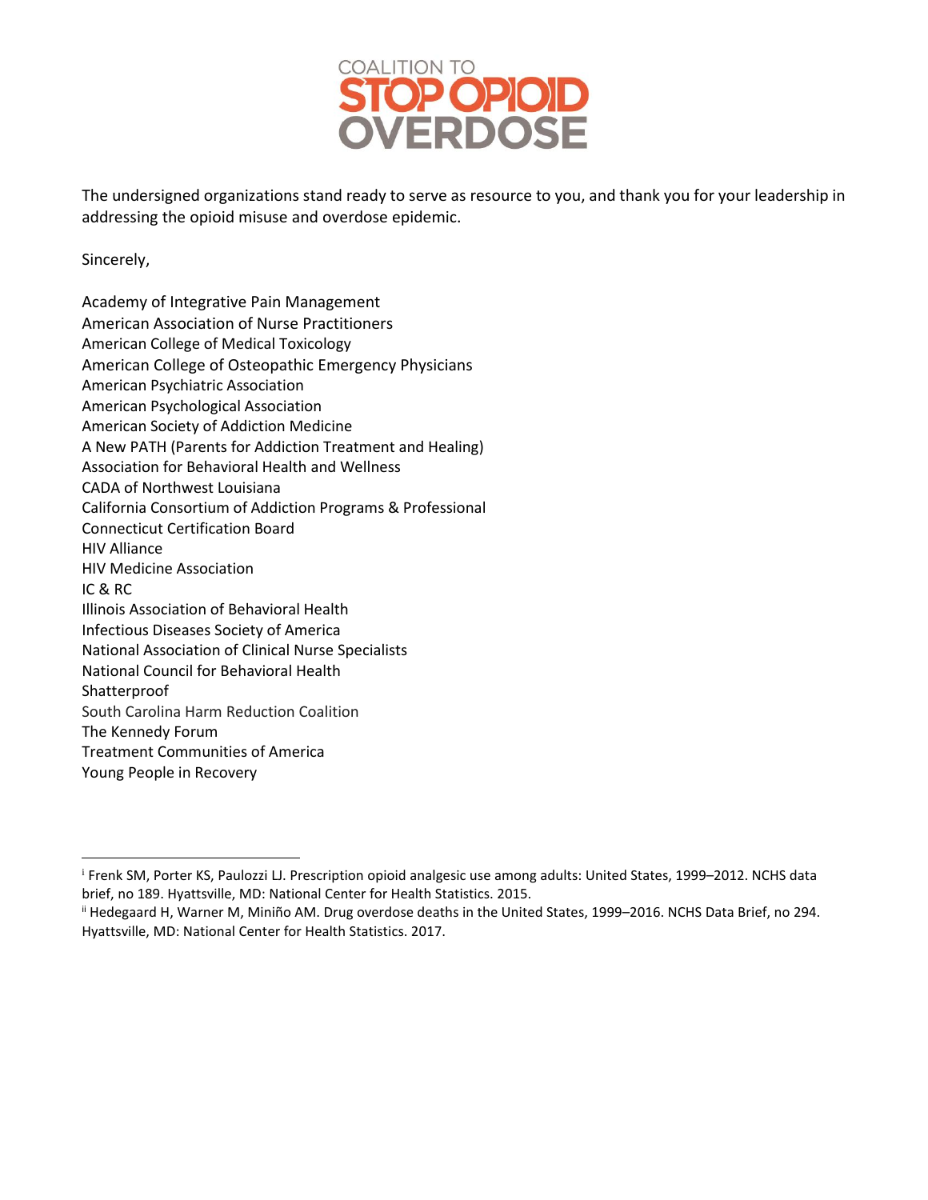COALITION TO
STOP OPIOID
OVERDOSE

The undersigned organizations stand ready to serve as resource to you, and thank you for your leadership in addressing the opioid misuse and overdose epidemic.

Sincerely,

Academy of Integrative Pain Management
American Association of Nurse Practitioners
American College of Medical Toxicology
American College of Osteopathic Emergency Physicians
American Psychiatric Association
American Psychological Association
American Society of Addiction Medicine
A New PATH (Parents for Addiction Treatment and Healing)
Association for Behavioral Health and Wellness
CADA of Northwest Louisiana
California Consortium of Addiction Programs & Professional
Connecticut Certification Board
HIV Alliance
HIV Medicine Association
IC & RC
Illinois Association of Behavioral Health
Infectious Diseases Society of America
National Association of Clinical Nurse Specialists
National Council for Behavioral Health
Shatterproof
South Carolina Harm Reduction Coalition
The Kennedy Forum
Treatment Communities of America
Young People in Recovery

---

[i] Frenk SM, Porter KS, Paulozzi LJ. Prescription opioid analgesic use among adults: United States, 1999–2012. NCHS data brief, no 189. Hyattsville, MD: National Center for Health Statistics. 2015.

[ii] Hedegaard H, Warner M, Miniño AM. Drug overdose deaths in the United States, 1999–2016. NCHS Data Brief, no 294. Hyattsville, MD: National Center for Health Statistics. 2017.